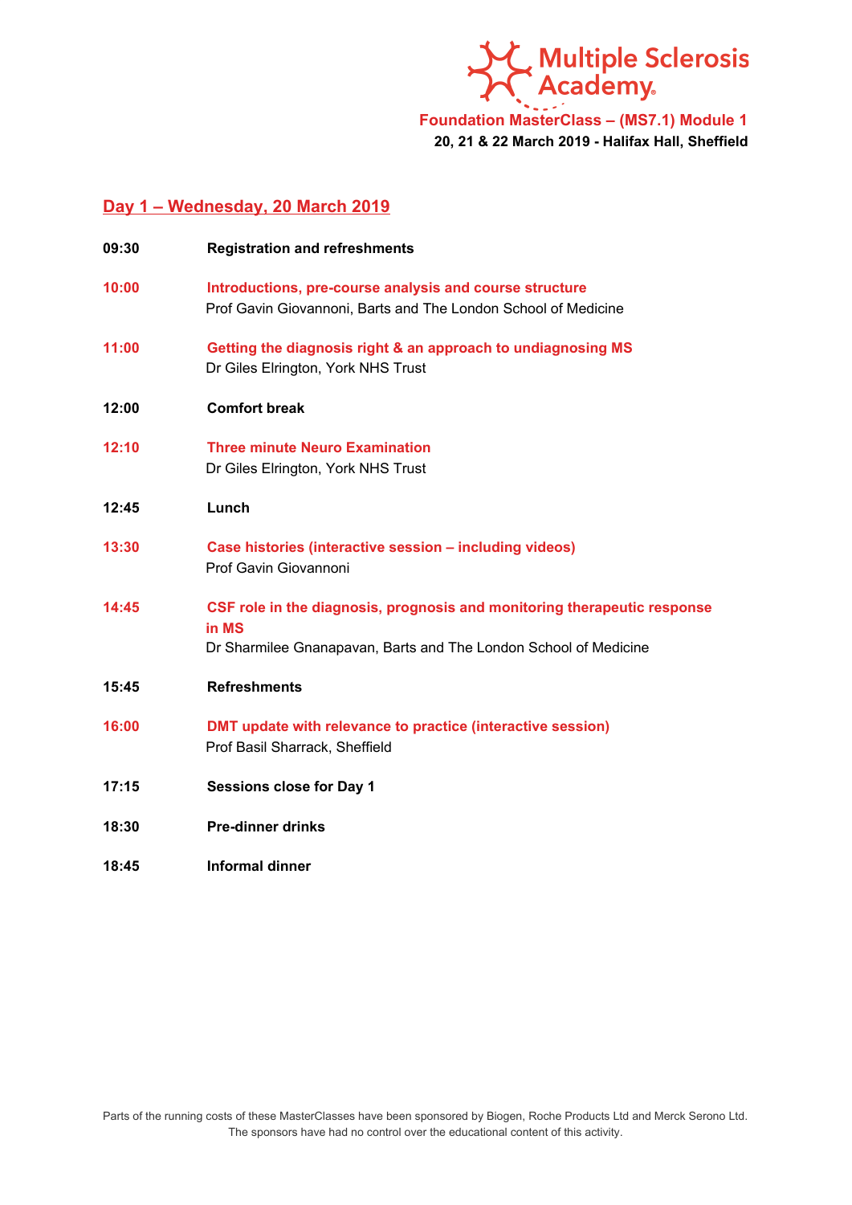Multiple Sclerosis Academy

**Foundation MasterClass – (MS7.1) Module 1**

**20, 21 & 22 March 2019 - Halifax Hall, Sheffield**

## Day 1 – Wednesday, 20 March 2019

**09:30** **Registration and refreshments**

**10:00** **Introductions, pre-course analysis and course structure**
Prof Gavin Giovannoni, Barts and The London School of Medicine

**11:00** **Getting the diagnosis right & an approach to undiagnosing MS**
Dr Giles Elrington, York NHS Trust

**12:00** **Comfort break**

**12:10** **Three minute Neuro Examination**
Dr Giles Elrington, York NHS Trust

**12:45** **Lunch**

**13:30** **Case histories (interactive session – including videos)**
Prof Gavin Giovannoni

**14:45** **CSF role in the diagnosis, prognosis and monitoring therapeutic response in MS**
Dr Sharmilee Gnanapavan, Barts and The London School of Medicine

**15:45** **Refreshments**

**16:00** **DMT update with relevance to practice (interactive session)**
Prof Basil Sharrack, Sheffield

**17:15** **Sessions close for Day 1**

**18:30** **Pre-dinner drinks**

**18:45** **Informal dinner**

Parts of the running costs of these MasterClasses have been sponsored by Biogen, Roche Products Ltd and Merck Serono Ltd. The sponsors have had no control over the educational content of this activity.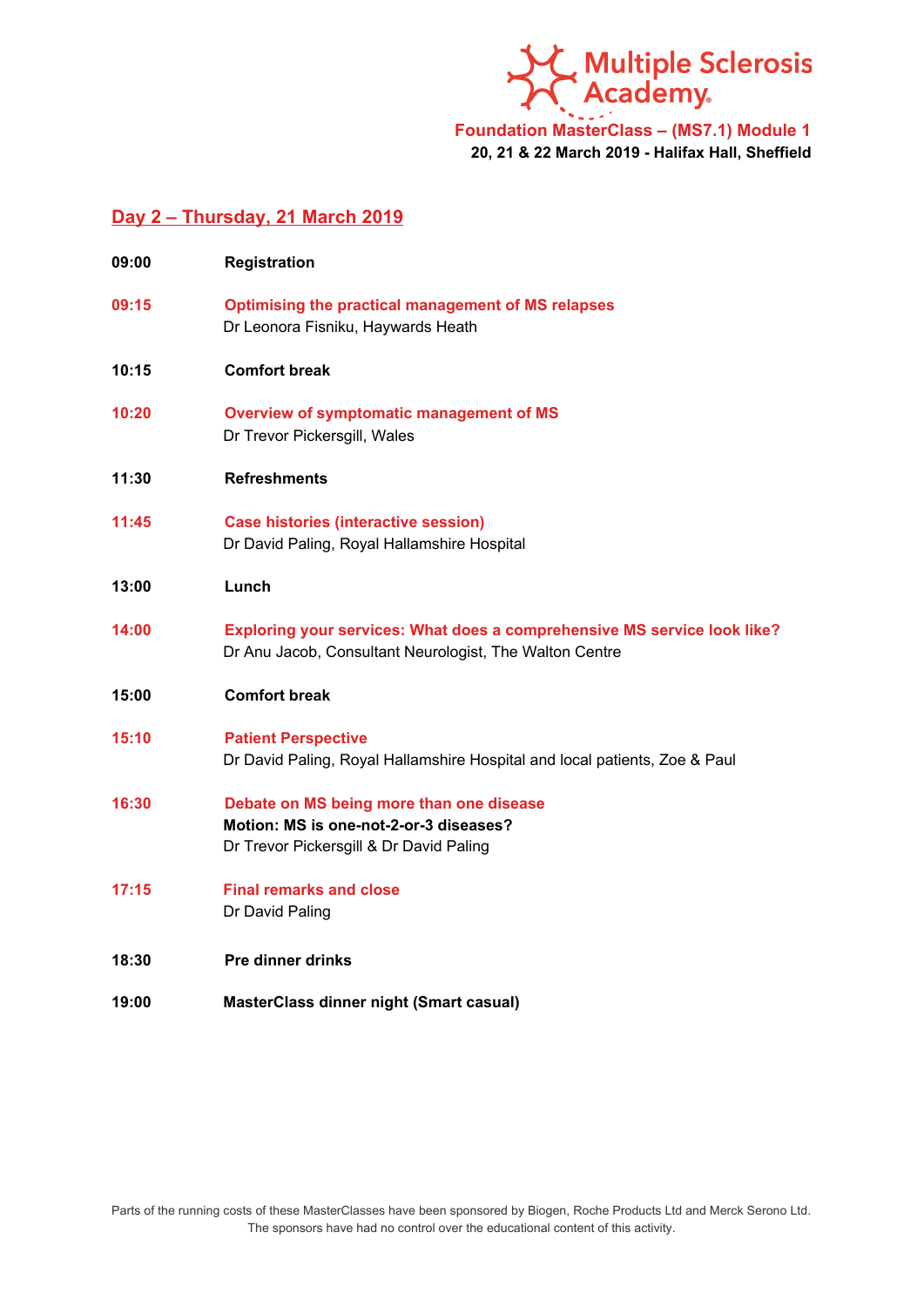Multiple Sclerosis Academy

**Foundation MasterClass – (MS7.1) Module 1**

**20, 21 & 22 March 2019 - Halifax Hall, Sheffield**

## Day 2 – Thursday, 21 March 2019

**09:00** **Registration**

**09:15** **Optimising the practical management of MS relapses**
Dr Leonora Fisniku, Haywards Heath

**10:15** **Comfort break**

**10:20** **Overview of symptomatic management of MS**
Dr Trevor Pickersgill, Wales

**11:30** **Refreshments**

**11:45** **Case histories (interactive session)**
Dr David Paling, Royal Hallamshire Hospital

**13:00** **Lunch**

**14:00** **Exploring your services: What does a comprehensive MS service look like?**
Dr Anu Jacob, Consultant Neurologist, The Walton Centre

**15:00** **Comfort break**

**15:10** **Patient Perspective**
Dr David Paling, Royal Hallamshire Hospital and local patients, Zoe & Paul

**16:30** **Debate on MS being more than one disease**
**Motion: MS is one-not-2-or-3 diseases?**
Dr Trevor Pickersgill & Dr David Paling

**17:15** **Final remarks and close**
Dr David Paling

**18:30** **Pre dinner drinks**

**19:00** **MasterClass dinner night (Smart casual)**

Parts of the running costs of these MasterClasses have been sponsored by Biogen, Roche Products Ltd and Merck Serono Ltd. The sponsors have had no control over the educational content of this activity.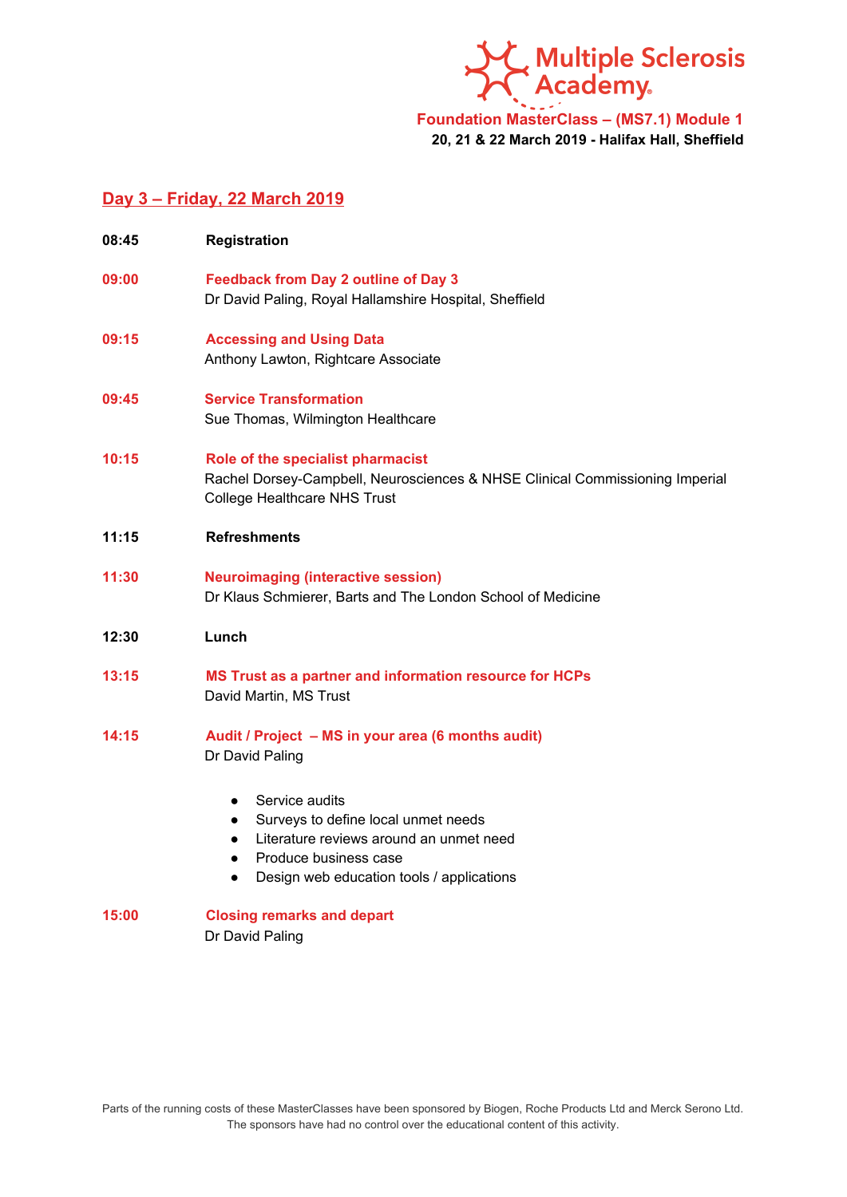Multiple Sclerosis Academy

**Foundation MasterClass – (MS7.1) Module 1**
**20, 21 & 22 March 2019 - Halifax Hall, Sheffield**

## Day 3 – Friday, 22 March 2019

**08:45** **Registration**

**09:00** **Feedback from Day 2 outline of Day 3**
Dr David Paling, Royal Hallamshire Hospital, Sheffield

**09:15** **Accessing and Using Data**
Anthony Lawton, Rightcare Associate

**09:45** **Service Transformation**
Sue Thomas, Wilmington Healthcare

**10:15** **Role of the specialist pharmacist**
Rachel Dorsey-Campbell, Neurosciences & NHSE Clinical Commissioning Imperial College Healthcare NHS Trust

**11:15** **Refreshments**

**11:30** **Neuroimaging (interactive session)**
Dr Klaus Schmierer, Barts and The London School of Medicine

**12:30** **Lunch**

**13:15** **MS Trust as a partner and information resource for HCPs**
David Martin, MS Trust

**14:15** **Audit / Project – MS in your area (6 months audit)**
Dr David Paling

- Service audits
- Surveys to define local unmet needs
- Literature reviews around an unmet need
- Produce business case
- Design web education tools / applications

**15:00** **Closing remarks and depart**
Dr David Paling

Parts of the running costs of these MasterClasses have been sponsored by Biogen, Roche Products Ltd and Merck Serono Ltd. The sponsors have had no control over the educational content of this activity.